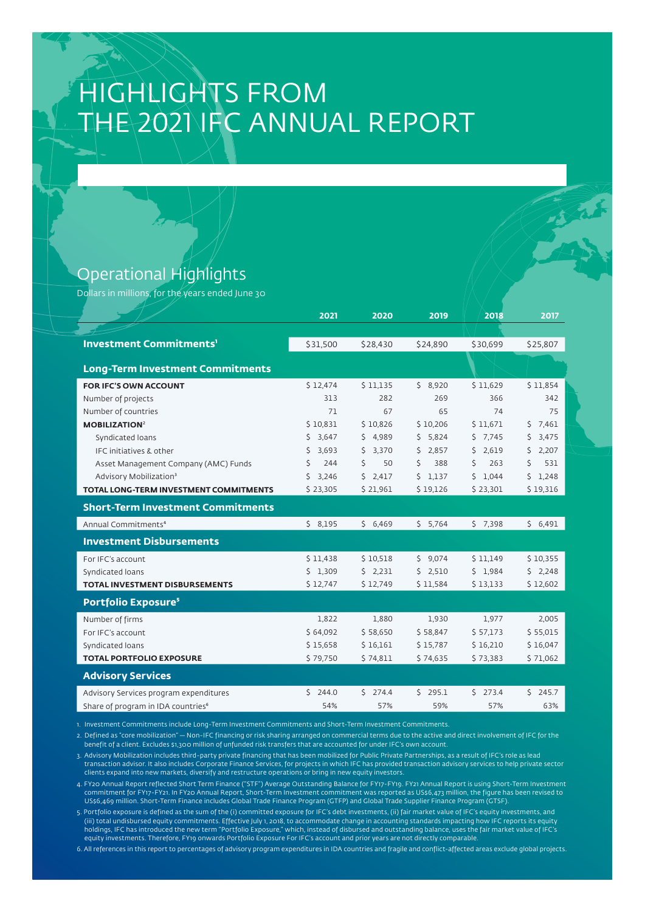# HIGHLIGHTS FROM THE 2021 IFC ANNUAL REPORT

## Operational Highlights

Dollars in millions, for the years ended June 30

| | 2021 | 2020 | 2019 | 2018 | 2017 |
|---|---|---|---|---|---|
| **Investment Commitments**[1] | $31,500 | $28,430 | $24,890 | $30,699 | $25,807 |
| **Long-Term Investment Commitments** | | | | | |
| **FOR IFC'S OWN ACCOUNT** | $ 12,474 | $ 11,135 | $ 8,920 | $ 11,629 | $ 11,854 |
| Number of projects | 313 | 282 | 269 | 366 | 342 |
| Number of countries | 71 | 67 | 65 | 74 | 75 |
| **MOBILIZATION**[2] | $ 10,831 | $ 10,826 | $ 10,206 | $ 11,671 | $ 7,461 |
| Syndicated loans | $ 3,647 | $ 4,989 | $ 5,824 | $ 7,745 | $ 3,475 |
| IFC initiatives & other | $ 3,693 | $ 3,370 | $ 2,857 | $ 2,619 | $ 2,207 |
| Asset Management Company (AMC) Funds | $ 244 | $ 50 | $ 388 | $ 263 | $ 531 |
| Advisory Mobilization[3] | $ 3,246 | $ 2,417 | $ 1,137 | $ 1,044 | $ 1,248 |
| **TOTAL LONG-TERM INVESTMENT COMMITMENTS** | $ 23,305 | $ 21,961 | $ 19,126 | $ 23,301 | $ 19,316 |
| **Short-Term Investment Commitments** | | | | | |
| Annual Commitments[4] | $ 8,195 | $ 6,469 | $ 5,764 | $ 7,398 | $ 6,491 |
| **Investment Disbursements** | | | | | |
| For IFC's account | $ 11,438 | $ 10,518 | $ 9,074 | $ 11,149 | $ 10,355 |
| Syndicated loans | $ 1,309 | $ 2,231 | $ 2,510 | $ 1,984 | $ 2,248 |
| **TOTAL INVESTMENT DISBURSEMENTS** | $ 12,747 | $ 12,749 | $ 11,584 | $ 13,133 | $ 12,602 |
| **Portfolio Exposure**[5] | | | | | |
| Number of firms | 1,822 | 1,880 | 1,930 | 1,977 | 2,005 |
| For IFC's account | $ 64,092 | $ 58,650 | $ 58,847 | $ 57,173 | $ 55,015 |
| Syndicated loans | $ 15,658 | $ 16,161 | $ 15,787 | $ 16,210 | $ 16,047 |
| **TOTAL PORTFOLIO EXPOSURE** | $ 79,750 | $ 74,811 | $ 74,635 | $ 73,383 | $ 71,062 |
| **Advisory Services** | | | | | |
| Advisory Services program expenditures | $ 244.0 | $ 274.4 | $ 295.1 | $ 273.4 | $ 245.7 |
| Share of program in IDA countries[6] | 54% | 57% | 59% | 57% | 63% |

1. Investment Commitments include Long-Term Investment Commitments and Short-Term Investment Commitments.
2. Defined as "core mobilization" — Non-IFC financing or risk sharing arranged on commercial terms due to the active and direct involvement of IFC for the benefit of a client. Excludes $1,300 million of unfunded risk transfers that are accounted for under IFC's own account.
3. Advisory Mobilization includes third-party private financing that has been mobilized for Public Private Partnerships, as a result of IFC's role as lead transaction advisor. It also includes Corporate Finance Services, for projects in which IFC has provided transaction advisory services to help private sector clients expand into new markets, diversify and restructure operations or bring in new equity investors.
4. FY20 Annual Report reflected Short Term Finance ("STF") Average Outstanding Balance for FY17-FY19. FY21 Annual Report is using Short-Term Investment commitment for FY17-FY21. In FY20 Annual Report, Short-Term Investment commitment was reported as US$6,473 million, the figure has been revised to US$6,469 million. Short-Term Finance includes Global Trade Finance Program (GTFP) and Global Trade Supplier Finance Program (GTSF).
5. Portfolio exposure is defined as the sum of the (i) committed exposure for IFC's debt investments, (ii) fair market value of IFC's equity investments, and (iii) total undisbursed equity commitments. Effective July 1, 2018, to accommodate change in accounting standards impacting how IFC reports its equity holdings, IFC has introduced the new term "Portfolio Exposure," which, instead of disbursed and outstanding balance, uses the fair market value of IFC's equity investments. Therefore, FY19 onwards Portfolio Exposure For IFC's account and prior years are not directly comparable.
6. All references in this report to percentages of advisory program expenditures in IDA countries and fragile and conflict-affected areas exclude global projects.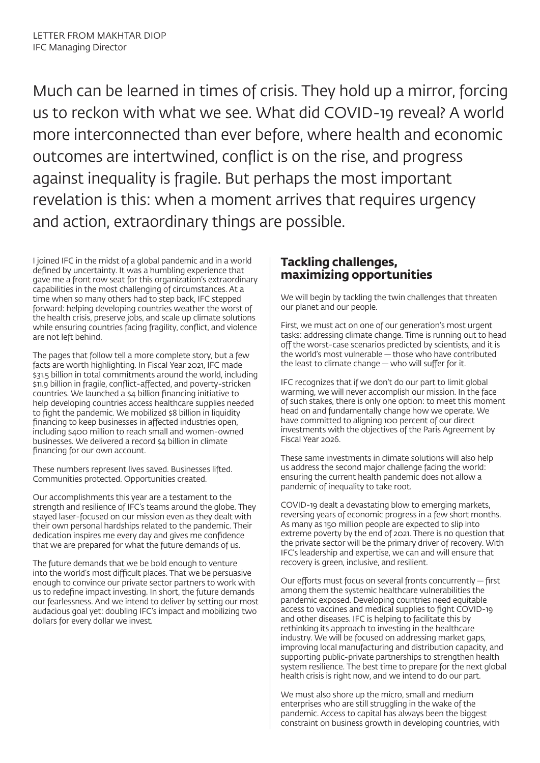LETTER FROM MAKHTAR DIOP
IFC Managing Director

Much can be learned in times of crisis. They hold up a mirror, forcing us to reckon with what we see. What did COVID-19 reveal? A world more interconnected than ever before, where health and economic outcomes are intertwined, conflict is on the rise, and progress against inequality is fragile. But perhaps the most important revelation is this: when a moment arrives that requires urgency and action, extraordinary things are possible.

I joined IFC in the midst of a global pandemic and in a world defined by uncertainty. It was a humbling experience that gave me a front row seat for this organization's extraordinary capabilities in the most challenging of circumstances. At a time when so many others had to step back, IFC stepped forward: helping developing countries weather the worst of the health crisis, preserve jobs, and scale up climate solutions while ensuring countries facing fragility, conflict, and violence are not left behind.

The pages that follow tell a more complete story, but a few facts are worth highlighting. In Fiscal Year 2021, IFC made $31.5 billion in total commitments around the world, including $11.9 billion in fragile, conflict-affected, and poverty-stricken countries. We launched a $4 billion financing initiative to help developing countries access healthcare supplies needed to fight the pandemic. We mobilized $8 billion in liquidity financing to keep businesses in affected industries open, including $400 million to reach small and women-owned businesses. We delivered a record $4 billion in climate financing for our own account.

These numbers represent lives saved. Businesses lifted. Communities protected. Opportunities created.

Our accomplishments this year are a testament to the strength and resilience of IFC's teams around the globe. They stayed laser-focused on our mission even as they dealt with their own personal hardships related to the pandemic. Their dedication inspires me every day and gives me confidence that we are prepared for what the future demands of us.

The future demands that we be bold enough to venture into the world's most difficult places. That we be persuasive enough to convince our private sector partners to work with us to redefine impact investing. In short, the future demands our fearlessness. And we intend to deliver by setting our most audacious goal yet: doubling IFC's impact and mobilizing two dollars for every dollar we invest.

## Tackling challenges, maximizing opportunities

We will begin by tackling the twin challenges that threaten our planet and our people.

First, we must act on one of our generation's most urgent tasks: addressing climate change. Time is running out to head off the worst-case scenarios predicted by scientists, and it is the world's most vulnerable — those who have contributed the least to climate change — who will suffer for it.

IFC recognizes that if we don't do our part to limit global warming, we will never accomplish our mission. In the face of such stakes, there is only one option: to meet this moment head on and fundamentally change how we operate. We have committed to aligning 100 percent of our direct investments with the objectives of the Paris Agreement by Fiscal Year 2026.

These same investments in climate solutions will also help us address the second major challenge facing the world: ensuring the current health pandemic does not allow a pandemic of inequality to take root.

COVID-19 dealt a devastating blow to emerging markets, reversing years of economic progress in a few short months. As many as 150 million people are expected to slip into extreme poverty by the end of 2021. There is no question that the private sector will be the primary driver of recovery. With IFC's leadership and expertise, we can and will ensure that recovery is green, inclusive, and resilient.

Our efforts must focus on several fronts concurrently — first among them the systemic healthcare vulnerabilities the pandemic exposed. Developing countries need equitable access to vaccines and medical supplies to fight COVID-19 and other diseases. IFC is helping to facilitate this by rethinking its approach to investing in the healthcare industry. We will be focused on addressing market gaps, improving local manufacturing and distribution capacity, and supporting public-private partnerships to strengthen health system resilience. The best time to prepare for the next global health crisis is right now, and we intend to do our part.

We must also shore up the micro, small and medium enterprises who are still struggling in the wake of the pandemic. Access to capital has always been the biggest constraint on business growth in developing countries, with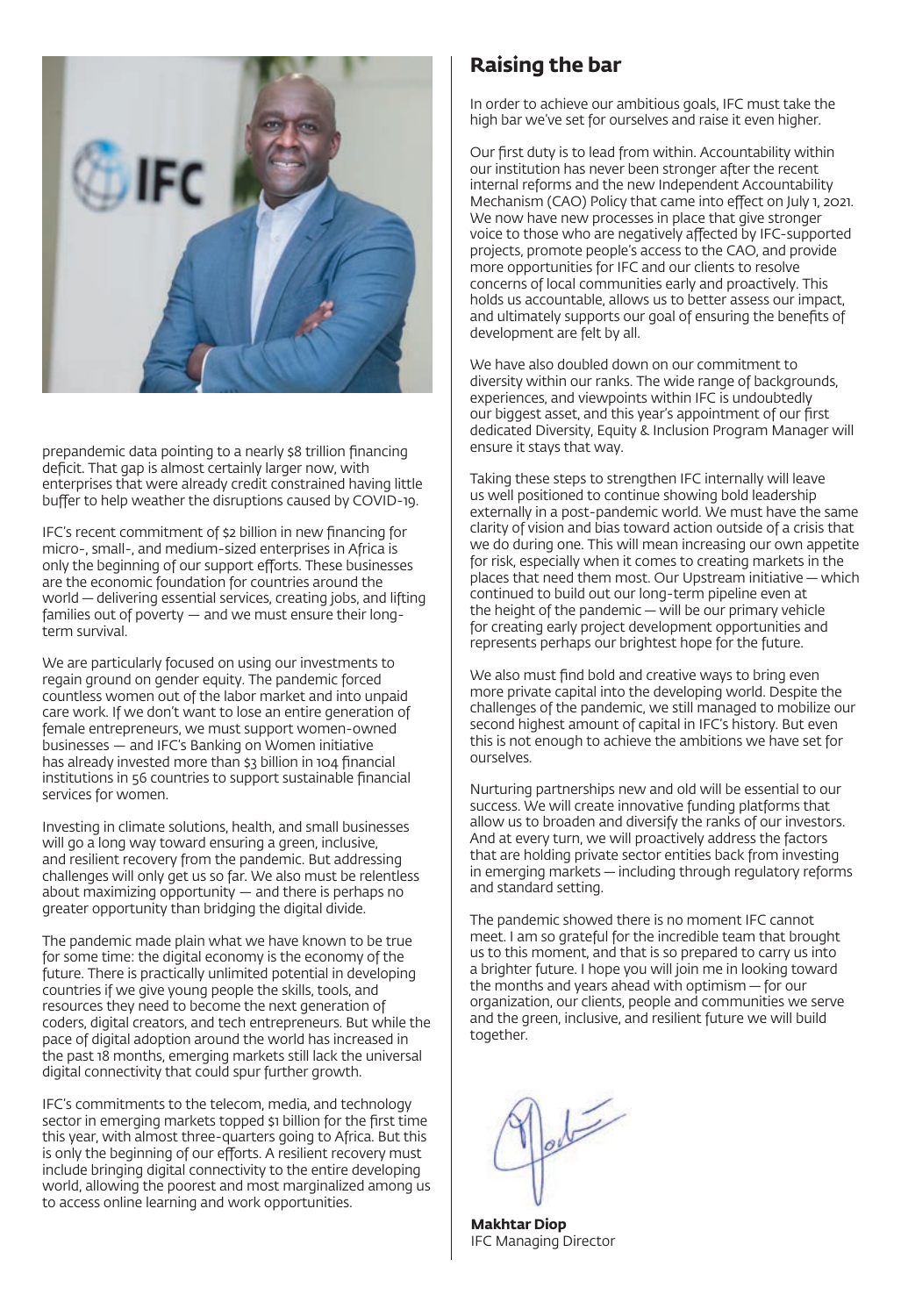prepandemic data pointing to a nearly $8 trillion financing deficit. That gap is almost certainly larger now, with enterprises that were already credit constrained having little buffer to help weather the disruptions caused by COVID-19.

IFC's recent commitment of $2 billion in new financing for micro-, small-, and medium-sized enterprises in Africa is only the beginning of our support efforts. These businesses are the economic foundation for countries around the world — delivering essential services, creating jobs, and lifting families out of poverty — and we must ensure their long-term survival.

We are particularly focused on using our investments to regain ground on gender equity. The pandemic forced countless women out of the labor market and into unpaid care work. If we don't want to lose an entire generation of female entrepreneurs, we must support women-owned businesses — and IFC's Banking on Women initiative has already invested more than $3 billion in 104 financial institutions in 56 countries to support sustainable financial services for women.

Investing in climate solutions, health, and small businesses will go a long way toward ensuring a green, inclusive, and resilient recovery from the pandemic. But addressing challenges will only get us so far. We also must be relentless about maximizing opportunity — and there is perhaps no greater opportunity than bridging the digital divide.

The pandemic made plain what we have known to be true for some time: the digital economy is the economy of the future. There is practically unlimited potential in developing countries if we give young people the skills, tools, and resources they need to become the next generation of coders, digital creators, and tech entrepreneurs. But while the pace of digital adoption around the world has increased in the past 18 months, emerging markets still lack the universal digital connectivity that could spur further growth.

IFC's commitments to the telecom, media, and technology sector in emerging markets topped $1 billion for the first time this year, with almost three-quarters going to Africa. But this is only the beginning of our efforts. A resilient recovery must include bringing digital connectivity to the entire developing world, allowing the poorest and most marginalized among us to access online learning and work opportunities.

## Raising the bar

In order to achieve our ambitious goals, IFC must take the high bar we've set for ourselves and raise it even higher.

Our first duty is to lead from within. Accountability within our institution has never been stronger after the recent internal reforms and the new Independent Accountability Mechanism (CAO) Policy that came into effect on July 1, 2021. We now have new processes in place that give stronger voice to those who are negatively affected by IFC-supported projects, promote people's access to the CAO, and provide more opportunities for IFC and our clients to resolve concerns of local communities early and proactively. This holds us accountable, allows us to better assess our impact, and ultimately supports our goal of ensuring the benefits of development are felt by all.

We have also doubled down on our commitment to diversity within our ranks. The wide range of backgrounds, experiences, and viewpoints within IFC is undoubtedly our biggest asset, and this year's appointment of our first dedicated Diversity, Equity & Inclusion Program Manager will ensure it stays that way.

Taking these steps to strengthen IFC internally will leave us well positioned to continue showing bold leadership externally in a post-pandemic world. We must have the same clarity of vision and bias toward action outside of a crisis that we do during one. This will mean increasing our own appetite for risk, especially when it comes to creating markets in the places that need them most. Our Upstream initiative — which continued to build out our long-term pipeline even at the height of the pandemic — will be our primary vehicle for creating early project development opportunities and represents perhaps our brightest hope for the future.

We also must find bold and creative ways to bring even more private capital into the developing world. Despite the challenges of the pandemic, we still managed to mobilize our second highest amount of capital in IFC's history. But even this is not enough to achieve the ambitions we have set for ourselves.

Nurturing partnerships new and old will be essential to our success. We will create innovative funding platforms that allow us to broaden and diversify the ranks of our investors. And at every turn, we will proactively address the factors that are holding private sector entities back from investing in emerging markets — including through regulatory reforms and standard setting.

The pandemic showed there is no moment IFC cannot meet. I am so grateful for the incredible team that brought us to this moment, and that is so prepared to carry us into a brighter future. I hope you will join me in looking toward the months and years ahead with optimism — for our organization, our clients, people and communities we serve and the green, inclusive, and resilient future we will build together.

**Makhtar Diop**
IFC Managing Director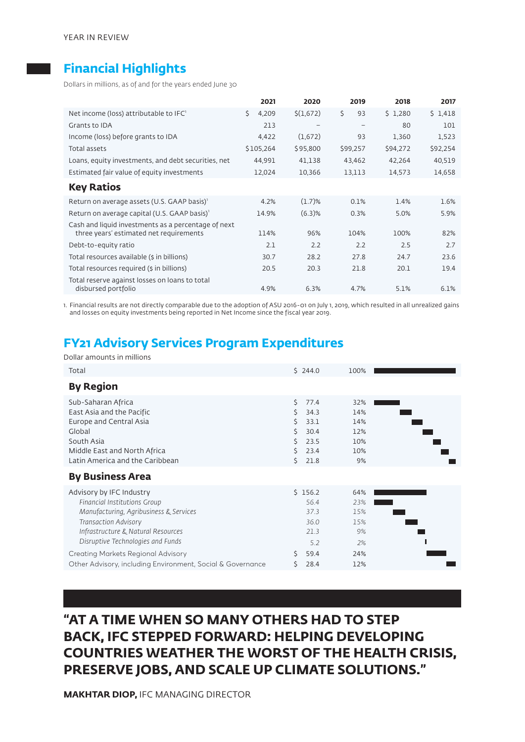YEAR IN REVIEW

## Financial Highlights

Dollars in millions, as of and for the years ended June 30

| | 2021 | 2020 | 2019 | 2018 | 2017 |
|---|---|---|---|---|---|
| Net income (loss) attributable to IFC[1] | $ 4,209 | $(1,672) | $ 93 | $ 1,280 | $ 1,418 |
| Grants to IDA | 213 | – | – | 80 | 101 |
| Income (loss) before grants to IDA | 4,422 | (1,672) | 93 | 1,360 | 1,523 |
| Total assets | $105,264 | $95,800 | $99,257 | $94,272 | $92,254 |
| Loans, equity investments, and debt securities, net | 44,991 | 41,138 | 43,462 | 42,264 | 40,519 |
| Estimated fair value of equity investments | 12,024 | 10,366 | 13,113 | 14,573 | 14,658 |
| **Key Ratios** | | | | | |
| Return on average assets (U.S. GAAP basis)[1] | 4.2% | (1.7)% | 0.1% | 1.4% | 1.6% |
| Return on average capital (U.S. GAAP basis)[1] | 14.9% | (6.3)% | 0.3% | 5.0% | 5.9% |
| Cash and liquid investments as a percentage of next three years' estimated net requirements | 114% | 96% | 104% | 100% | 82% |
| Debt-to-equity ratio | 2.1 | 2.2 | 2.2 | 2.5 | 2.7 |
| Total resources available ($ in billions) | 30.7 | 28.2 | 27.8 | 24.7 | 23.6 |
| Total resources required ($ in billions) | 20.5 | 20.3 | 21.8 | 20.1 | 19.4 |
| Total reserve against losses on loans to total disbursed portfolio | 4.9% | 6.3% | 4.7% | 5.1% | 6.1% |

1. Financial results are not directly comparable due to the adoption of ASU 2016-01 on July 1, 2019, which resulted in all unrealized gains and losses on equity investments being reported in Net Income since the fiscal year 2019.

## FY21 Advisory Services Program Expenditures

Dollar amounts in millions

| | Amount | % |
|---|---|---|
| Total | $ 244.0 | 100% |
| **By Region** | | |
| Sub-Saharan Africa | $ 77.4 | 32% |
| East Asia and the Pacific | $ 34.3 | 14% |
| Europe and Central Asia | $ 33.1 | 14% |
| Global | $ 30.4 | 12% |
| South Asia | $ 23.5 | 10% |
| Middle East and North Africa | $ 23.4 | 10% |
| Latin America and the Caribbean | $ 21.8 | 9% |
| **By Business Area** | | |
| Advisory by IFC Industry | $ 156.2 | 64% |
| *Financial Institutions Group* | *56.4* | *23%* |
| *Manufacturing, Agribusiness & Services* | *37.3* | *15%* |
| *Transaction Advisory* | *36.0* | *15%* |
| *Infrastructure & Natural Resources* | *21.3* | *9%* |
| *Disruptive Technologies and Funds* | *5.2* | *2%* |
| Creating Markets Regional Advisory | $ 59.4 | 24% |
| Other Advisory, including Environment, Social & Governance | $ 28.4 | 12% |

**"AT A TIME WHEN SO MANY OTHERS HAD TO STEP BACK, IFC STEPPED FORWARD: HELPING DEVELOPING COUNTRIES WEATHER THE WORST OF THE HEALTH CRISIS, PRESERVE JOBS, AND SCALE UP CLIMATE SOLUTIONS."**

**MAKHTAR DIOP,** IFC MANAGING DIRECTOR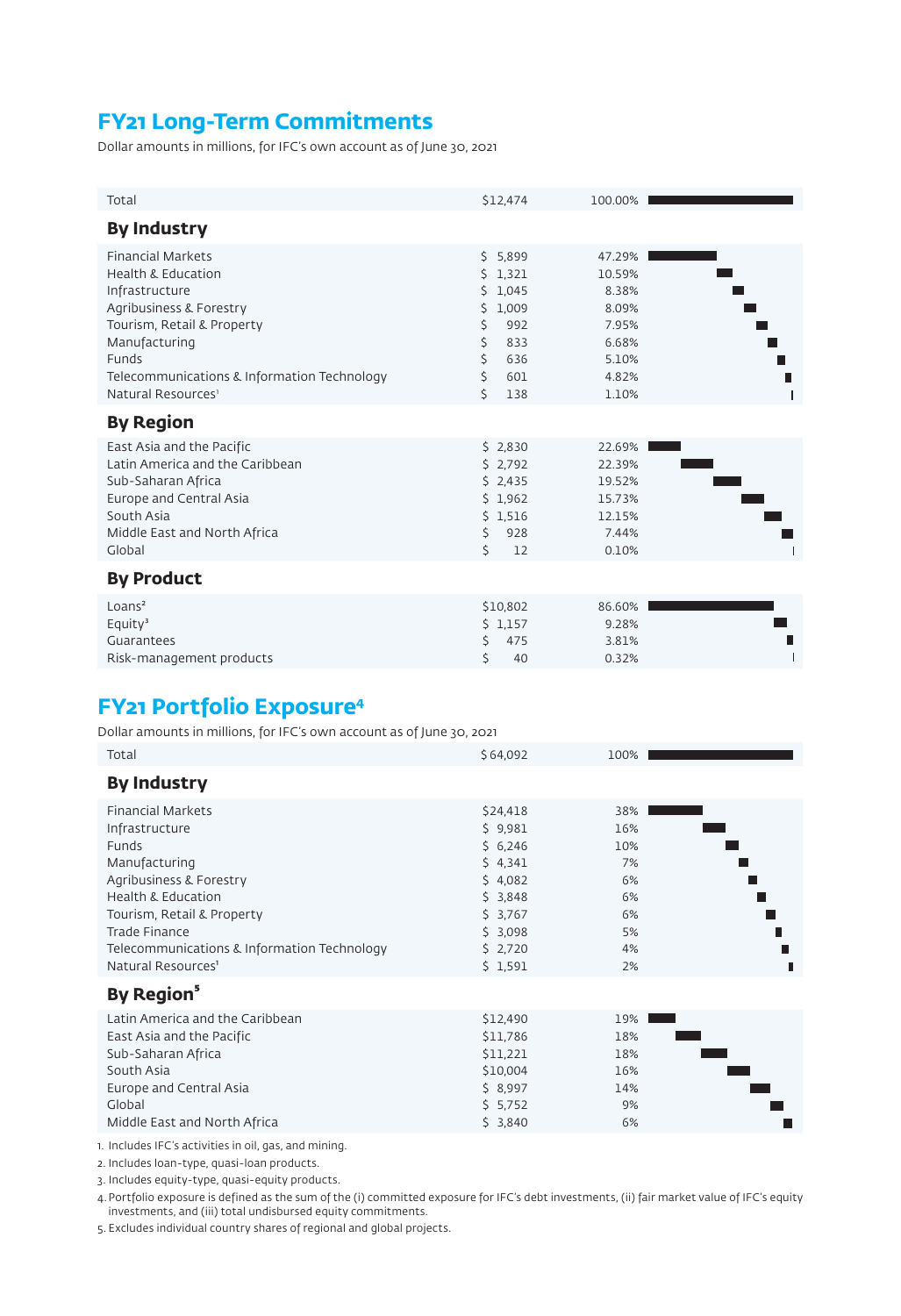## FY21 Long-Term Commitments

Dollar amounts in millions, for IFC's own account as of June 30, 2021

| | | |
|---|---|---|
| Total | $12,474 | 100.00% |
| **By Industry** | | |
| Financial Markets | $ 5,899 | 47.29% |
| Health & Education | $ 1,321 | 10.59% |
| Infrastructure | $ 1,045 | 8.38% |
| Agribusiness & Forestry | $ 1,009 | 8.09% |
| Tourism, Retail & Property | $ 992 | 7.95% |
| Manufacturing | $ 833 | 6.68% |
| Funds | $ 636 | 5.10% |
| Telecommunications & Information Technology | $ 601 | 4.82% |
| Natural Resources[1] | $ 138 | 1.10% |
| **By Region** | | |
| East Asia and the Pacific | $ 2,830 | 22.69% |
| Latin America and the Caribbean | $ 2,792 | 22.39% |
| Sub-Saharan Africa | $ 2,435 | 19.52% |
| Europe and Central Asia | $ 1,962 | 15.73% |
| South Asia | $ 1,516 | 12.15% |
| Middle East and North Africa | $ 928 | 7.44% |
| Global | $ 12 | 0.10% |
| **By Product** | | |
| Loans[2] | $10,802 | 86.60% |
| Equity[3] | $ 1,157 | 9.28% |
| Guarantees | $ 475 | 3.81% |
| Risk-management products | $ 40 | 0.32% |

## FY21 Portfolio Exposure[4]

Dollar amounts in millions, for IFC's own account as of June 30, 2021

| | | |
|---|---|---|
| Total | $64,092 | 100% |
| **By Industry** | | |
| Financial Markets | $24,418 | 38% |
| Infrastructure | $ 9,981 | 16% |
| Funds | $ 6,246 | 10% |
| Manufacturing | $ 4,341 | 7% |
| Agribusiness & Forestry | $ 4,082 | 6% |
| Health & Education | $ 3,848 | 6% |
| Tourism, Retail & Property | $ 3,767 | 6% |
| Trade Finance | $ 3,098 | 5% |
| Telecommunications & Information Technology | $ 2,720 | 4% |
| Natural Resources[1] | $ 1,591 | 2% |
| **By Region[5]** | | |
| Latin America and the Caribbean | $12,490 | 19% |
| East Asia and the Pacific | $11,786 | 18% |
| Sub-Saharan Africa | $11,221 | 18% |
| South Asia | $10,004 | 16% |
| Europe and Central Asia | $ 8,997 | 14% |
| Global | $ 5,752 | 9% |
| Middle East and North Africa | $ 3,840 | 6% |

1. Includes IFC's activities in oil, gas, and mining.
2. Includes loan-type, quasi-loan products.
3. Includes equity-type, quasi-equity products.
4. Portfolio exposure is defined as the sum of the (i) committed exposure for IFC's debt investments, (ii) fair market value of IFC's equity investments, and (iii) total undisbursed equity commitments.
5. Excludes individual country shares of regional and global projects.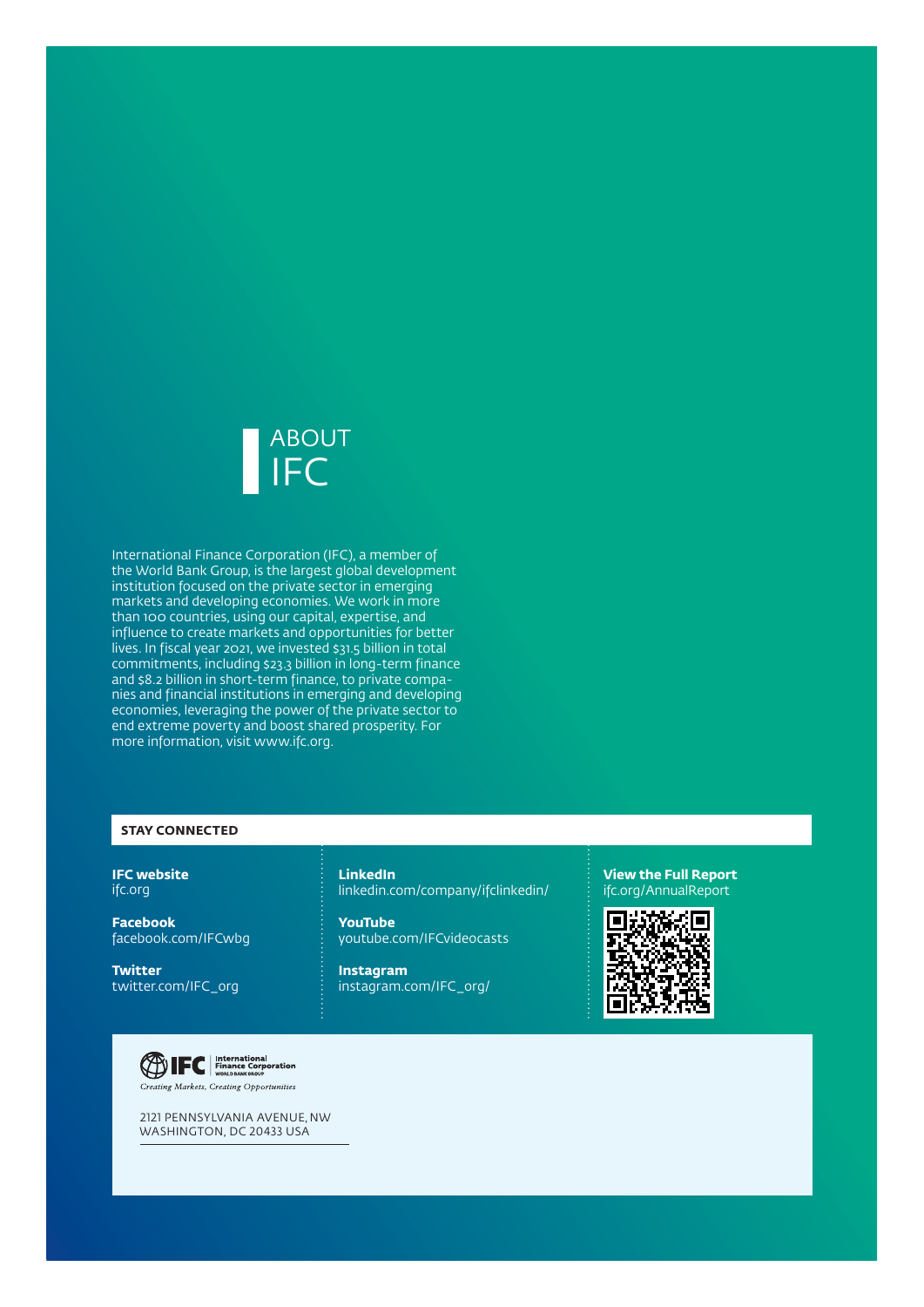# ABOUT IFC

International Finance Corporation (IFC), a member of the World Bank Group, is the largest global development institution focused on the private sector in emerging markets and developing economies. We work in more than 100 countries, using our capital, expertise, and influence to create markets and opportunities for better lives. In fiscal year 2021, we invested $31.5 billion in total commitments, including $23.3 billion in long-term finance and $8.2 billion in short-term finance, to private companies and financial institutions in emerging and developing economies, leveraging the power of the private sector to end extreme poverty and boost shared prosperity. For more information, visit www.ifc.org.

## STAY CONNECTED

**IFC website**
ifc.org

**Facebook**
facebook.com/IFCwbg

**Twitter**
twitter.com/IFC_org

**LinkedIn**
linkedin.com/company/ifclinkedin/

**YouTube**
youtube.com/IFCvideocasts

**Instagram**
instagram.com/IFC_org/

**View the Full Report**
ifc.org/AnnualReport

IFC International Finance Corporation WORLD BANK GROUP

*Creating Markets, Creating Opportunities*

2121 PENNSYLVANIA AVENUE, NW
WASHINGTON, DC 20433 USA